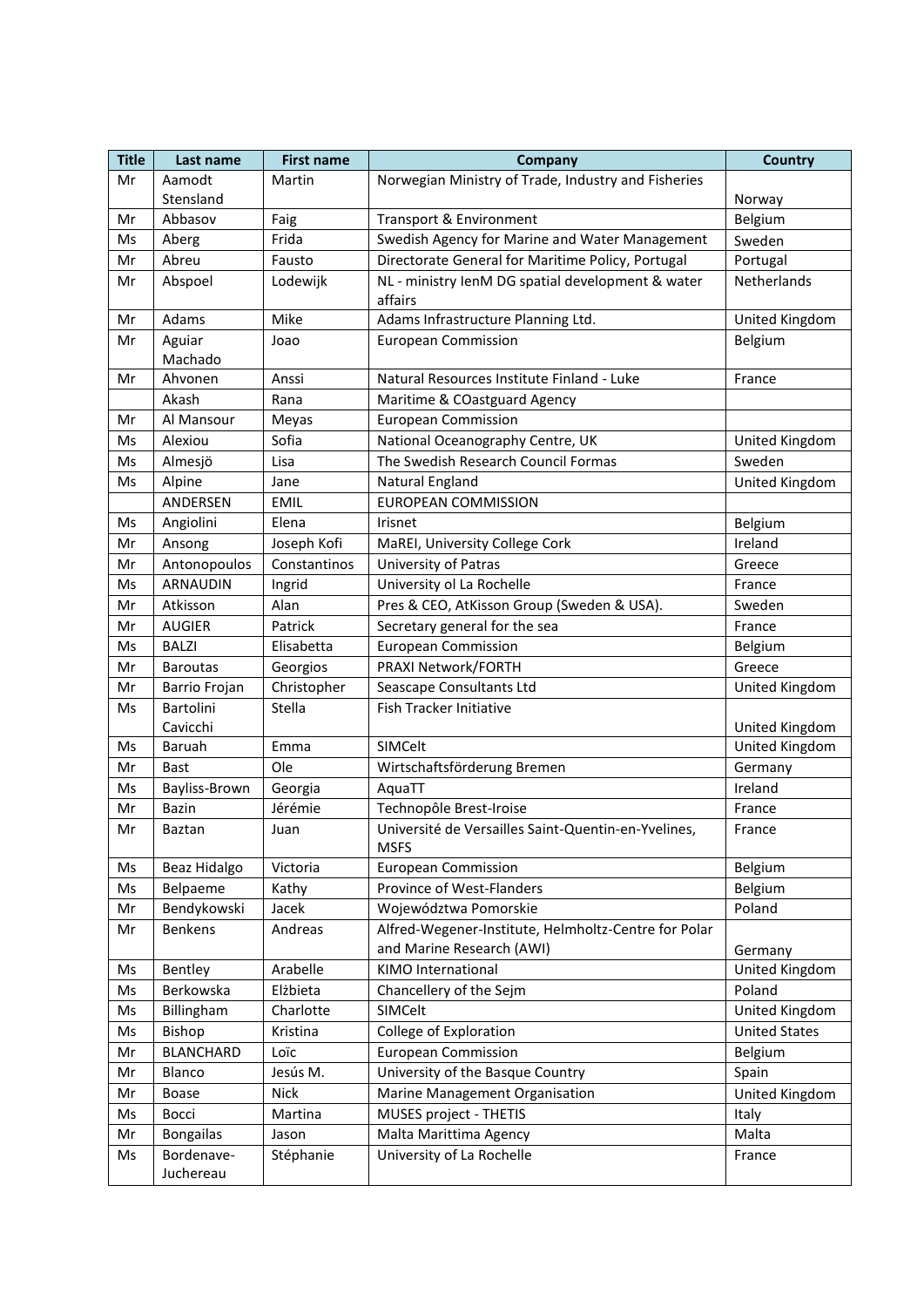| Title | Last name | First name | Company | Country |
| --- | --- | --- | --- | --- |
| Mr | Aamodt Stensland | Martin | Norwegian Ministry of Trade, Industry and Fisheries | Norway |
| Mr | Abbasov | Faig | Transport & Environment | Belgium |
| Ms | Aberg | Frida | Swedish Agency for Marine and Water Management | Sweden |
| Mr | Abreu | Fausto | Directorate General for Maritime Policy, Portugal | Portugal |
| Mr | Abspoel | Lodewijk | NL - ministry IenM DG spatial development & water affairs | Netherlands |
| Mr | Adams | Mike | Adams Infrastructure Planning Ltd. | United Kingdom |
| Mr | Aguiar Machado | Joao | European Commission | Belgium |
| Mr | Ahvonen | Anssi | Natural Resources Institute Finland - Luke | France |
| | Akash | Rana | Maritime & COastguard Agency | |
| Mr | Al Mansour | Meyas | European Commission | |
| Ms | Alexiou | Sofia | National Oceanography Centre, UK | United Kingdom |
| Ms | Almesjö | Lisa | The Swedish Research Council Formas | Sweden |
| Ms | Alpine | Jane | Natural England | United Kingdom |
| | ANDERSEN | EMIL | EUROPEAN COMMISSION | |
| Ms | Angiolini | Elena | Irisnet | Belgium |
| Mr | Ansong | Joseph Kofi | MaREI, University College Cork | Ireland |
| Mr | Antonopoulos | Constantinos | University of Patras | Greece |
| Ms | ARNAUDIN | Ingrid | University ol La Rochelle | France |
| Mr | Atkisson | Alan | Pres & CEO, AtKisson Group (Sweden & USA). | Sweden |
| Mr | AUGIER | Patrick | Secretary general for the sea | France |
| Ms | BALZI | Elisabetta | European Commission | Belgium |
| Mr | Baroutas | Georgios | PRAXI Network/FORTH | Greece |
| Mr | Barrio Frojan | Christopher | Seascape Consultants Ltd | United Kingdom |
| Ms | Bartolini Cavicchi | Stella | Fish Tracker Initiative | United Kingdom |
| Ms | Baruah | Emma | SIMCelt | United Kingdom |
| Mr | Bast | Ole | Wirtschaftsförderung Bremen | Germany |
| Ms | Bayliss-Brown | Georgia | AquaTT | Ireland |
| Mr | Bazin | Jérémie | Technopôle Brest-Iroise | France |
| Mr | Baztan | Juan | Université de Versailles Saint-Quentin-en-Yvelines, MSFS | France |
| Ms | Beaz Hidalgo | Victoria | European Commission | Belgium |
| Ms | Belpaeme | Kathy | Province of West-Flanders | Belgium |
| Mr | Bendykowski | Jacek | Województwa Pomorskie | Poland |
| Mr | Benkens | Andreas | Alfred-Wegener-Institute, Helmholtz-Centre for Polar and Marine Research (AWI) | Germany |
| Ms | Bentley | Arabelle | KIMO International | United Kingdom |
| Ms | Berkowska | Elżbieta | Chancellery of the Sejm | Poland |
| Ms | Billingham | Charlotte | SIMCelt | United Kingdom |
| Ms | Bishop | Kristina | College of Exploration | United States |
| Mr | BLANCHARD | Loïc | European Commission | Belgium |
| Mr | Blanco | Jesús M. | University of the Basque Country | Spain |
| Mr | Boase | Nick | Marine Management Organisation | United Kingdom |
| Ms | Bocci | Martina | MUSES project - THETIS | Italy |
| Mr | Bongailas | Jason | Malta Marittima Agency | Malta |
| Ms | Bordenave-Juchereau | Stéphanie | University of La Rochelle | France |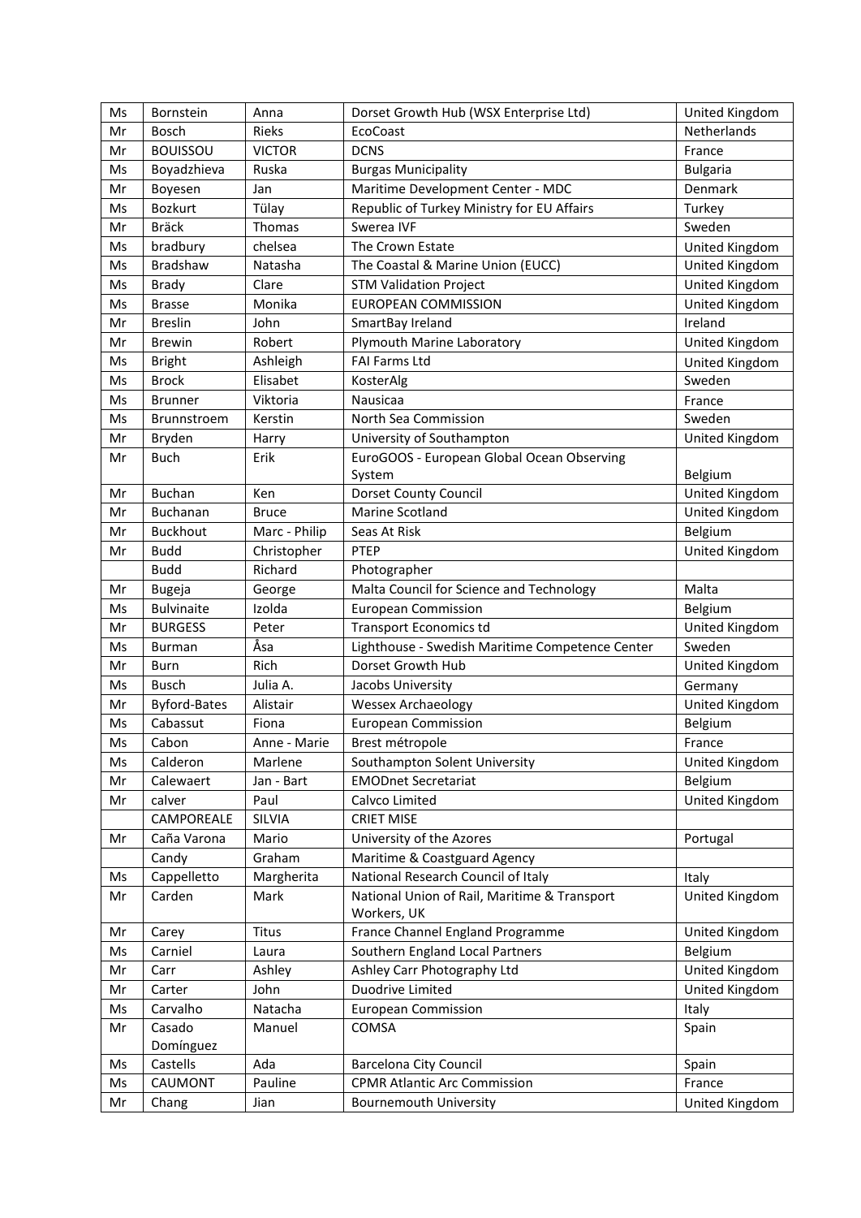| Ms | Bornstein | Anna | Dorset Growth Hub (WSX Enterprise Ltd) | United Kingdom |
|---|---|---|---|---|
| Mr | Bosch | Rieks | EcoCoast | Netherlands |
| Mr | BOUISSOU | VICTOR | DCNS | France |
| Ms | Boyadzhieva | Ruska | Burgas Municipality | Bulgaria |
| Mr | Boyesen | Jan | Maritime Development Center - MDC | Denmark |
| Ms | Bozkurt | Tülay | Republic of Turkey Ministry for EU Affairs | Turkey |
| Mr | Bräck | Thomas | Swerea IVF | Sweden |
| Ms | bradbury | chelsea | The Crown Estate | United Kingdom |
| Ms | Bradshaw | Natasha | The Coastal & Marine Union (EUCC) | United Kingdom |
| Ms | Brady | Clare | STM Validation Project | United Kingdom |
| Ms | Brasse | Monika | EUROPEAN COMMISSION | United Kingdom |
| Mr | Breslin | John | SmartBay Ireland | Ireland |
| Mr | Brewin | Robert | Plymouth Marine Laboratory | United Kingdom |
| Ms | Bright | Ashleigh | FAI Farms Ltd | United Kingdom |
| Ms | Brock | Elisabet | KosterAlg | Sweden |
| Ms | Brunner | Viktoria | Nausicaa | France |
| Ms | Brunnstroem | Kerstin | North Sea Commission | Sweden |
| Mr | Bryden | Harry | University of Southampton | United Kingdom |
| Mr | Buch | Erik | EuroGOOS - European Global Ocean Observing System | Belgium |
| Mr | Buchan | Ken | Dorset County Council | United Kingdom |
| Mr | Buchanan | Bruce | Marine Scotland | United Kingdom |
| Mr | Buckhout | Marc - Philip | Seas At Risk | Belgium |
| Mr | Budd | Christopher | PTEP | United Kingdom |
| | Budd | Richard | Photographer | |
| Mr | Bugeja | George | Malta Council for Science and Technology | Malta |
| Ms | Bulvinaite | Izolda | European Commission | Belgium |
| Mr | BURGESS | Peter | Transport Economics td | United Kingdom |
| Ms | Burman | Åsa | Lighthouse - Swedish Maritime Competence Center | Sweden |
| Mr | Burn | Rich | Dorset Growth Hub | United Kingdom |
| Ms | Busch | Julia A. | Jacobs University | Germany |
| Mr | Byford-Bates | Alistair | Wessex Archaeology | United Kingdom |
| Ms | Cabassut | Fiona | European Commission | Belgium |
| Ms | Cabon | Anne - Marie | Brest métropole | France |
| Ms | Calderon | Marlene | Southampton Solent University | United Kingdom |
| Mr | Calewaert | Jan - Bart | EMODnet Secretariat | Belgium |
| Mr | calver | Paul | Calvco Limited | United Kingdom |
| | CAMPOREALE | SILVIA | CRIET MISE | |
| Mr | Caña Varona | Mario | University of the Azores | Portugal |
| | Candy | Graham | Maritime & Coastguard Agency | |
| Ms | Cappelletto | Margherita | National Research Council of Italy | Italy |
| Mr | Carden | Mark | National Union of Rail, Maritime & Transport Workers, UK | United Kingdom |
| Mr | Carey | Titus | France Channel England Programme | United Kingdom |
| Ms | Carniel | Laura | Southern England Local Partners | Belgium |
| Mr | Carr | Ashley | Ashley Carr Photography Ltd | United Kingdom |
| Mr | Carter | John | Duodrive Limited | United Kingdom |
| Ms | Carvalho | Natacha | European Commission | Italy |
| Mr | Casado Domínguez | Manuel | COMSA | Spain |
| Ms | Castells | Ada | Barcelona City Council | Spain |
| Ms | CAUMONT | Pauline | CPMR Atlantic Arc Commission | France |
| Mr | Chang | Jian | Bournemouth University | United Kingdom |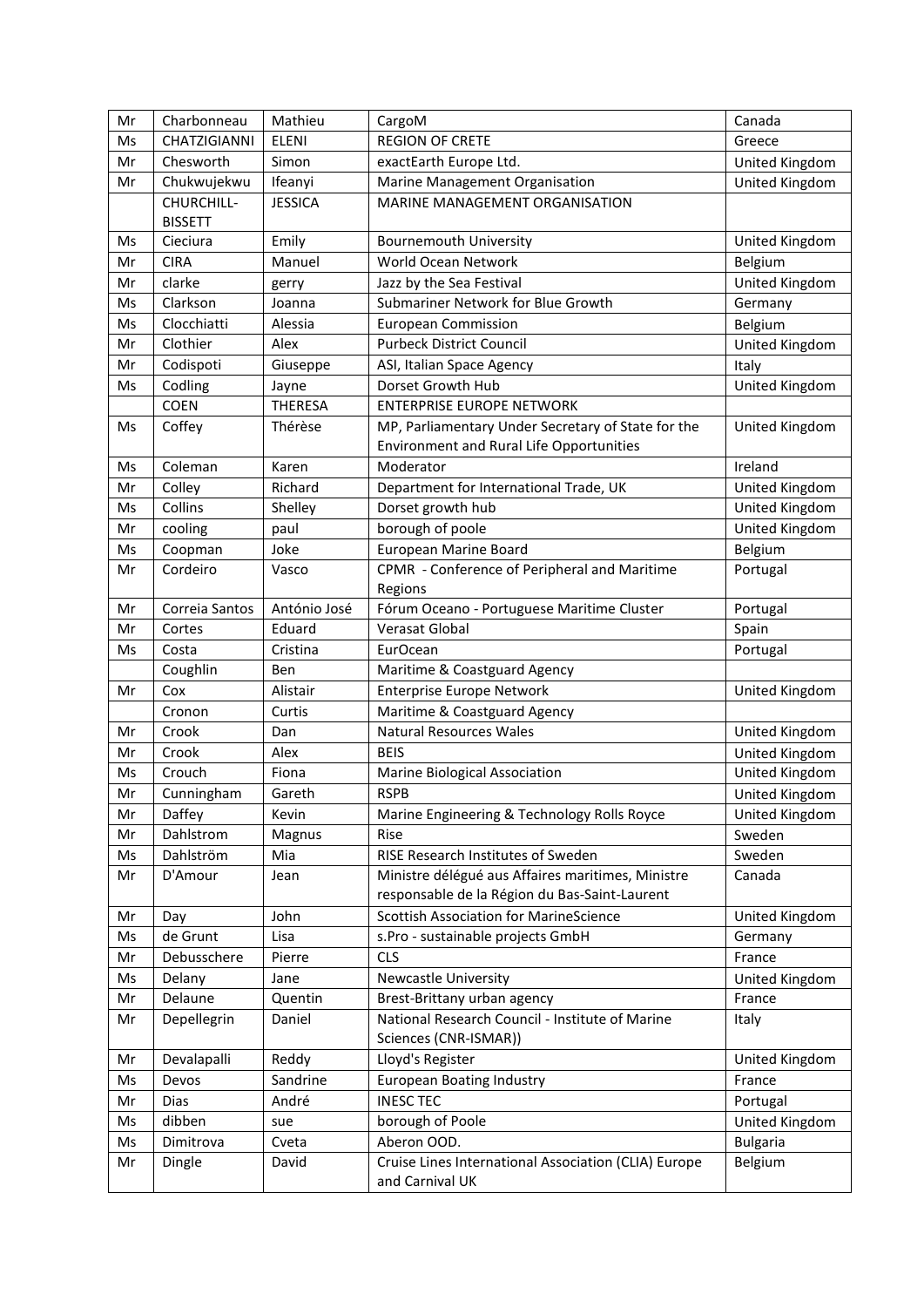| Mr | Charbonneau | Mathieu | CargoM | Canada |
|---|---|---|---|---|
| Ms | CHATZIGIANNI | ELENI | REGION OF CRETE | Greece |
| Mr | Chesworth | Simon | exactEarth Europe Ltd. | United Kingdom |
| Mr | Chukwujekwu | Ifeanyi | Marine Management Organisation | United Kingdom |
| | CHURCHILL-BISSETT | JESSICA | MARINE MANAGEMENT ORGANISATION | |
| Ms | Cieciura | Emily | Bournemouth University | United Kingdom |
| Mr | CIRA | Manuel | World Ocean Network | Belgium |
| Mr | clarke | gerry | Jazz by the Sea Festival | United Kingdom |
| Ms | Clarkson | Joanna | Submariner Network for Blue Growth | Germany |
| Ms | Clocchiatti | Alessia | European Commission | Belgium |
| Mr | Clothier | Alex | Purbeck District Council | United Kingdom |
| Mr | Codispoti | Giuseppe | ASI, Italian Space Agency | Italy |
| Ms | Codling | Jayne | Dorset Growth Hub | United Kingdom |
| | COEN | THERESA | ENTERPRISE EUROPE NETWORK | |
| Ms | Coffey | Thérèse | MP, Parliamentary Under Secretary of State for the Environment and Rural Life Opportunities | United Kingdom |
| Ms | Coleman | Karen | Moderator | Ireland |
| Mr | Colley | Richard | Department for International Trade, UK | United Kingdom |
| Ms | Collins | Shelley | Dorset growth hub | United Kingdom |
| Mr | cooling | paul | borough of poole | United Kingdom |
| Ms | Coopman | Joke | European Marine Board | Belgium |
| Mr | Cordeiro | Vasco | CPMR - Conference of Peripheral and Maritime Regions | Portugal |
| Mr | Correia Santos | António José | Fórum Oceano - Portuguese Maritime Cluster | Portugal |
| Mr | Cortes | Eduard | Verasat Global | Spain |
| Ms | Costa | Cristina | EurOcean | Portugal |
| | Coughlin | Ben | Maritime & Coastguard Agency | |
| Mr | Cox | Alistair | Enterprise Europe Network | United Kingdom |
| | Cronon | Curtis | Maritime & Coastguard Agency | |
| Mr | Crook | Dan | Natural Resources Wales | United Kingdom |
| Mr | Crook | Alex | BEIS | United Kingdom |
| Ms | Crouch | Fiona | Marine Biological Association | United Kingdom |
| Mr | Cunningham | Gareth | RSPB | United Kingdom |
| Mr | Daffey | Kevin | Marine Engineering & Technology Rolls Royce | United Kingdom |
| Mr | Dahlstrom | Magnus | Rise | Sweden |
| Ms | Dahlström | Mia | RISE Research Institutes of Sweden | Sweden |
| Mr | D'Amour | Jean | Ministre délégué aux Affaires maritimes, Ministre responsable de la Région du Bas-Saint-Laurent | Canada |
| Mr | Day | John | Scottish Association for MarineScience | United Kingdom |
| Ms | de Grunt | Lisa | s.Pro - sustainable projects GmbH | Germany |
| Mr | Debusschere | Pierre | CLS | France |
| Ms | Delany | Jane | Newcastle University | United Kingdom |
| Mr | Delaune | Quentin | Brest-Brittany urban agency | France |
| Mr | Depellegrin | Daniel | National Research Council - Institute of Marine Sciences (CNR-ISMAR)) | Italy |
| Mr | Devalapalli | Reddy | Lloyd's Register | United Kingdom |
| Ms | Devos | Sandrine | European Boating Industry | France |
| Mr | Dias | André | INESC TEC | Portugal |
| Ms | dibben | sue | borough of Poole | United Kingdom |
| Ms | Dimitrova | Cveta | Aberon OOD. | Bulgaria |
| Mr | Dingle | David | Cruise Lines International Association (CLIA) Europe and Carnival UK | Belgium |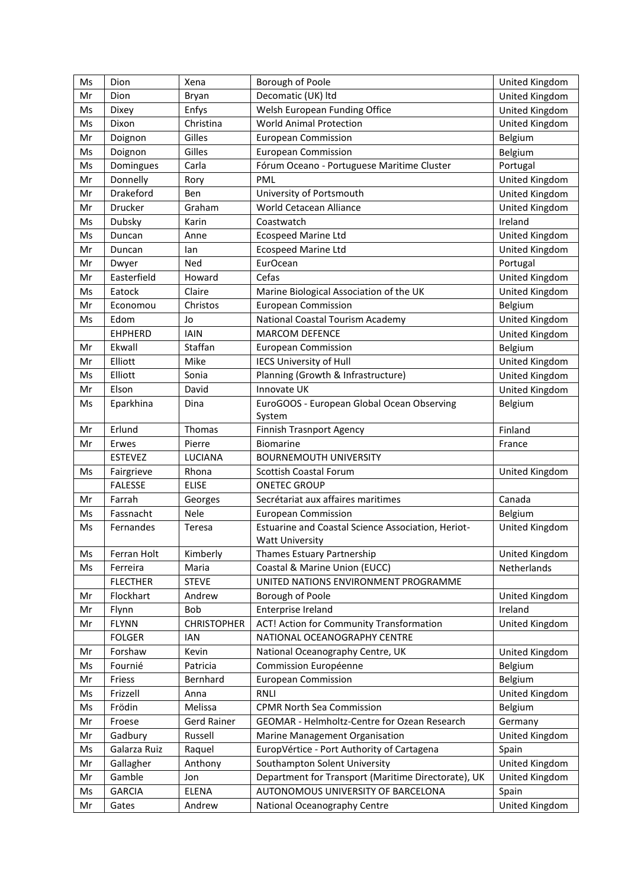| Ms | Dion | Xena | Borough of Poole | United Kingdom |
|---|---|---|---|---|
| Mr | Dion | Bryan | Decomatic (UK) ltd | United Kingdom |
| Ms | Dixey | Enfys | Welsh European Funding Office | United Kingdom |
| Ms | Dixon | Christina | World Animal Protection | United Kingdom |
| Mr | Doignon | Gilles | European Commission | Belgium |
| Ms | Doignon | Gilles | European Commission | Belgium |
| Ms | Domingues | Carla | Fórum Oceano - Portuguese Maritime Cluster | Portugal |
| Mr | Donnelly | Rory | PML | United Kingdom |
| Mr | Drakeford | Ben | University of Portsmouth | United Kingdom |
| Mr | Drucker | Graham | World Cetacean Alliance | United Kingdom |
| Ms | Dubsky | Karin | Coastwatch | Ireland |
| Ms | Duncan | Anne | Ecospeed Marine Ltd | United Kingdom |
| Mr | Duncan | Ian | Ecospeed Marine Ltd | United Kingdom |
| Mr | Dwyer | Ned | EurOcean | Portugal |
| Mr | Easterfield | Howard | Cefas | United Kingdom |
| Ms | Eatock | Claire | Marine Biological Association of the UK | United Kingdom |
| Mr | Economou | Christos | European Commission | Belgium |
| Ms | Edom | Jo | National Coastal Tourism Academy | United Kingdom |
| | EHPHERD | IAIN | MARCOM DEFENCE | United Kingdom |
| Mr | Ekwall | Staffan | European Commission | Belgium |
| Mr | Elliott | Mike | IECS University of Hull | United Kingdom |
| Ms | Elliott | Sonia | Planning (Growth & Infrastructure) | United Kingdom |
| Mr | Elson | David | Innovate UK | United Kingdom |
| Ms | Eparkhina | Dina | EuroGOOS - European Global Ocean Observing System | Belgium |
| Mr | Erlund | Thomas | Finnish Trasnport Agency | Finland |
| Mr | Erwes | Pierre | Biomarine | France |
| | ESTEVEZ | LUCIANA | BOURNEMOUTH UNIVERSITY | |
| Ms | Fairgrieve | Rhona | Scottish Coastal Forum | United Kingdom |
| | FALESSE | ELISE | ONETEC GROUP | |
| Mr | Farrah | Georges | Secrétariat aux affaires maritimes | Canada |
| Ms | Fassnacht | Nele | European Commission | Belgium |
| Ms | Fernandes | Teresa | Estuarine and Coastal Science Association, Heriot-Watt University | United Kingdom |
| Ms | Ferran Holt | Kimberly | Thames Estuary Partnership | United Kingdom |
| Ms | Ferreira | Maria | Coastal & Marine Union (EUCC) | Netherlands |
| | FLECTHER | STEVE | UNITED NATIONS ENVIRONMENT PROGRAMME | |
| Mr | Flockhart | Andrew | Borough of Poole | United Kingdom |
| Mr | Flynn | Bob | Enterprise Ireland | Ireland |
| Mr | FLYNN | CHRISTOPHER | ACT! Action for Community Transformation | United Kingdom |
| | FOLGER | IAN | NATIONAL OCEANOGRAPHY CENTRE | |
| Mr | Forshaw | Kevin | National Oceanography Centre, UK | United Kingdom |
| Ms | Fournié | Patricia | Commission Européenne | Belgium |
| Mr | Friess | Bernhard | European Commission | Belgium |
| Ms | Frizzell | Anna | RNLI | United Kingdom |
| Ms | Frödin | Melissa | CPMR North Sea Commission | Belgium |
| Mr | Froese | Gerd Rainer | GEOMAR - Helmholtz-Centre for Ozean Research | Germany |
| Mr | Gadbury | Russell | Marine Management Organisation | United Kingdom |
| Ms | Galarza Ruiz | Raquel | EuropVértice - Port Authority of Cartagena | Spain |
| Mr | Gallagher | Anthony | Southampton Solent University | United Kingdom |
| Mr | Gamble | Jon | Department for Transport (Maritime Directorate), UK | United Kingdom |
| Ms | GARCIA | ELENA | AUTONOMOUS UNIVERSITY OF BARCELONA | Spain |
| Mr | Gates | Andrew | National Oceanography Centre | United Kingdom |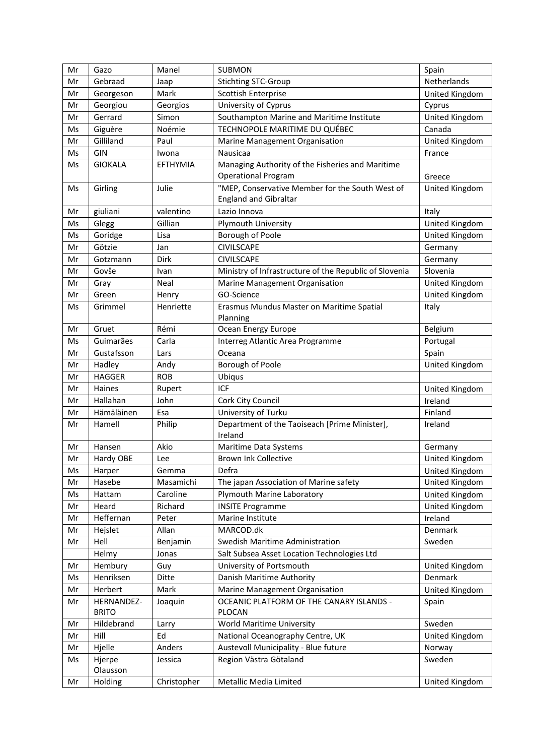| Mr | Gazo | Manel | SUBMON | Spain |
|---|---|---|---|---|
| Mr | Gebraad | Jaap | Stichting STC-Group | Netherlands |
| Mr | Georgeson | Mark | Scottish Enterprise | United Kingdom |
| Mr | Georgiou | Georgios | University of Cyprus | Cyprus |
| Mr | Gerrard | Simon | Southampton Marine and Maritime Institute | United Kingdom |
| Ms | Giguère | Noémie | TECHNOPOLE MARITIME DU QUÉBEC | Canada |
| Mr | Gilliland | Paul | Marine Management Organisation | United Kingdom |
| Ms | GIN | Iwona | Nausicaa | France |
| Ms | GIOKALA | EFTHYMIA | Managing Authority of the Fisheries and Maritime Operational Program | Greece |
| Ms | Girling | Julie | "MEP, Conservative Member for the South West of England and Gibraltar | United Kingdom |
| Mr | giuliani | valentino | Lazio Innova | Italy |
| Ms | Glegg | Gillian | Plymouth University | United Kingdom |
| Ms | Goridge | Lisa | Borough of Poole | United Kingdom |
| Mr | Götzie | Jan | CIVILSCAPE | Germany |
| Mr | Gotzmann | Dirk | CIVILSCAPE | Germany |
| Mr | Govše | Ivan | Ministry of Infrastructure of the Republic of Slovenia | Slovenia |
| Mr | Gray | Neal | Marine Management Organisation | United Kingdom |
| Mr | Green | Henry | GO-Science | United Kingdom |
| Ms | Grimmel | Henriette | Erasmus Mundus Master on Maritime Spatial Planning | Italy |
| Mr | Gruet | Rémi | Ocean Energy Europe | Belgium |
| Ms | Guimarães | Carla | Interreg Atlantic Area Programme | Portugal |
| Mr | Gustafsson | Lars | Oceana | Spain |
| Mr | Hadley | Andy | Borough of Poole | United Kingdom |
| Mr | HAGGER | ROB | Ubiqus | |
| Mr | Haines | Rupert | ICF | United Kingdom |
| Mr | Hallahan | John | Cork City Council | Ireland |
| Mr | Hämäläinen | Esa | University of Turku | Finland |
| Mr | Hamell | Philip | Department of the Taoiseach [Prime Minister], Ireland | Ireland |
| Mr | Hansen | Akio | Maritime Data Systems | Germany |
| Mr | Hardy OBE | Lee | Brown Ink Collective | United Kingdom |
| Ms | Harper | Gemma | Defra | United Kingdom |
| Mr | Hasebe | Masamichi | The japan Association of Marine safety | United Kingdom |
| Ms | Hattam | Caroline | Plymouth Marine Laboratory | United Kingdom |
| Mr | Heard | Richard | INSITE Programme | United Kingdom |
| Mr | Heffernan | Peter | Marine Institute | Ireland |
| Mr | Hejslet | Allan | MARCOD.dk | Denmark |
| Mr | Hell | Benjamin | Swedish Maritime Administration | Sweden |
| | Helmy | Jonas | Salt Subsea Asset Location Technologies Ltd | |
| Mr | Hembury | Guy | University of Portsmouth | United Kingdom |
| Ms | Henriksen | Ditte | Danish Maritime Authority | Denmark |
| Mr | Herbert | Mark | Marine Management Organisation | United Kingdom |
| Mr | HERNANDEZ-BRITO | Joaquin | OCEANIC PLATFORM OF THE CANARY ISLANDS - PLOCAN | Spain |
| Mr | Hildebrand | Larry | World Maritime University | Sweden |
| Mr | Hill | Ed | National Oceanography Centre, UK | United Kingdom |
| Mr | Hjelle | Anders | Austevoll Municipality - Blue future | Norway |
| Ms | Hjerpe Olausson | Jessica | Region Västra Götaland | Sweden |
| Mr | Holding | Christopher | Metallic Media Limited | United Kingdom |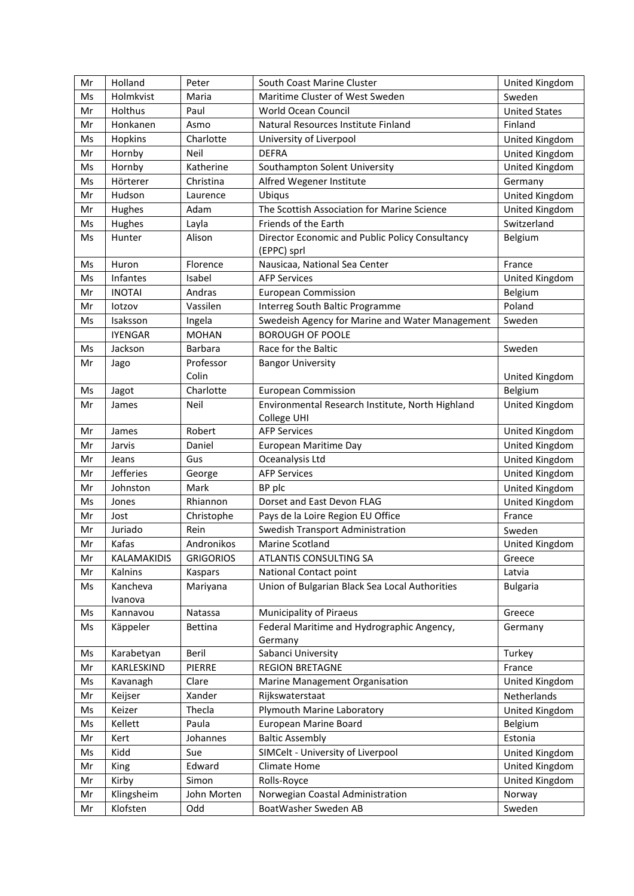| Mr | Holland | Peter | South Coast Marine Cluster | United Kingdom |
|---|---|---|---|---|
| Ms | Holmkvist | Maria | Maritime Cluster of West Sweden | Sweden |
| Mr | Holthus | Paul | World Ocean Council | United States |
| Mr | Honkanen | Asmo | Natural Resources Institute Finland | Finland |
| Ms | Hopkins | Charlotte | University of Liverpool | United Kingdom |
| Mr | Hornby | Neil | DEFRA | United Kingdom |
| Ms | Hornby | Katherine | Southampton Solent University | United Kingdom |
| Ms | Hörterer | Christina | Alfred Wegener Institute | Germany |
| Mr | Hudson | Laurence | Ubiqus | United Kingdom |
| Mr | Hughes | Adam | The Scottish Association for Marine Science | United Kingdom |
| Ms | Hughes | Layla | Friends of the Earth | Switzerland |
| Ms | Hunter | Alison | Director Economic and Public Policy Consultancy (EPPC) sprl | Belgium |
| Ms | Huron | Florence | Nausicaa, National Sea Center | France |
| Ms | Infantes | Isabel | AFP Services | United Kingdom |
| Mr | INOTAI | Andras | European Commission | Belgium |
| Mr | Iotzov | Vassilen | Interreg South Baltic Programme | Poland |
| Ms | Isaksson | Ingela | Swedeish Agency for Marine and Water Management | Sweden |
| | IYENGAR | MOHAN | BOROUGH OF POOLE | |
| Ms | Jackson | Barbara | Race for the Baltic | Sweden |
| Mr | Jago | Professor Colin | Bangor University | United Kingdom |
| Ms | Jagot | Charlotte | European Commission | Belgium |
| Mr | James | Neil | Environmental Research Institute, North Highland College UHI | United Kingdom |
| Mr | James | Robert | AFP Services | United Kingdom |
| Mr | Jarvis | Daniel | European Maritime Day | United Kingdom |
| Mr | Jeans | Gus | Oceanalysis Ltd | United Kingdom |
| Mr | Jefferies | George | AFP Services | United Kingdom |
| Mr | Johnston | Mark | BP plc | United Kingdom |
| Ms | Jones | Rhiannon | Dorset and East Devon FLAG | United Kingdom |
| Mr | Jost | Christophe | Pays de la Loire Region EU Office | France |
| Mr | Juriado | Rein | Swedish Transport Administration | Sweden |
| Mr | Kafas | Andronikos | Marine Scotland | United Kingdom |
| Mr | KALAMAKIDIS | GRIGORIOS | ATLANTIS CONSULTING SA | Greece |
| Mr | Kalnins | Kaspars | National Contact point | Latvia |
| Ms | Kancheva Ivanova | Mariyana | Union of Bulgarian Black Sea Local Authorities | Bulgaria |
| Ms | Kannavou | Natassa | Municipality of Piraeus | Greece |
| Ms | Käppeler | Bettina | Federal Maritime and Hydrographic Angency, Germany | Germany |
| Ms | Karabetyan | Beril | Sabanci University | Turkey |
| Mr | KARLESKIND | PIERRE | REGION BRETAGNE | France |
| Ms | Kavanagh | Clare | Marine Management Organisation | United Kingdom |
| Mr | Keijser | Xander | Rijkswaterstaat | Netherlands |
| Ms | Keizer | Thecla | Plymouth Marine Laboratory | United Kingdom |
| Ms | Kellett | Paula | European Marine Board | Belgium |
| Mr | Kert | Johannes | Baltic Assembly | Estonia |
| Ms | Kidd | Sue | SIMCelt - University of Liverpool | United Kingdom |
| Mr | King | Edward | Climate Home | United Kingdom |
| Mr | Kirby | Simon | Rolls-Royce | United Kingdom |
| Mr | Klingsheim | John Morten | Norwegian Coastal Administration | Norway |
| Mr | Klofsten | Odd | BoatWasher Sweden AB | Sweden |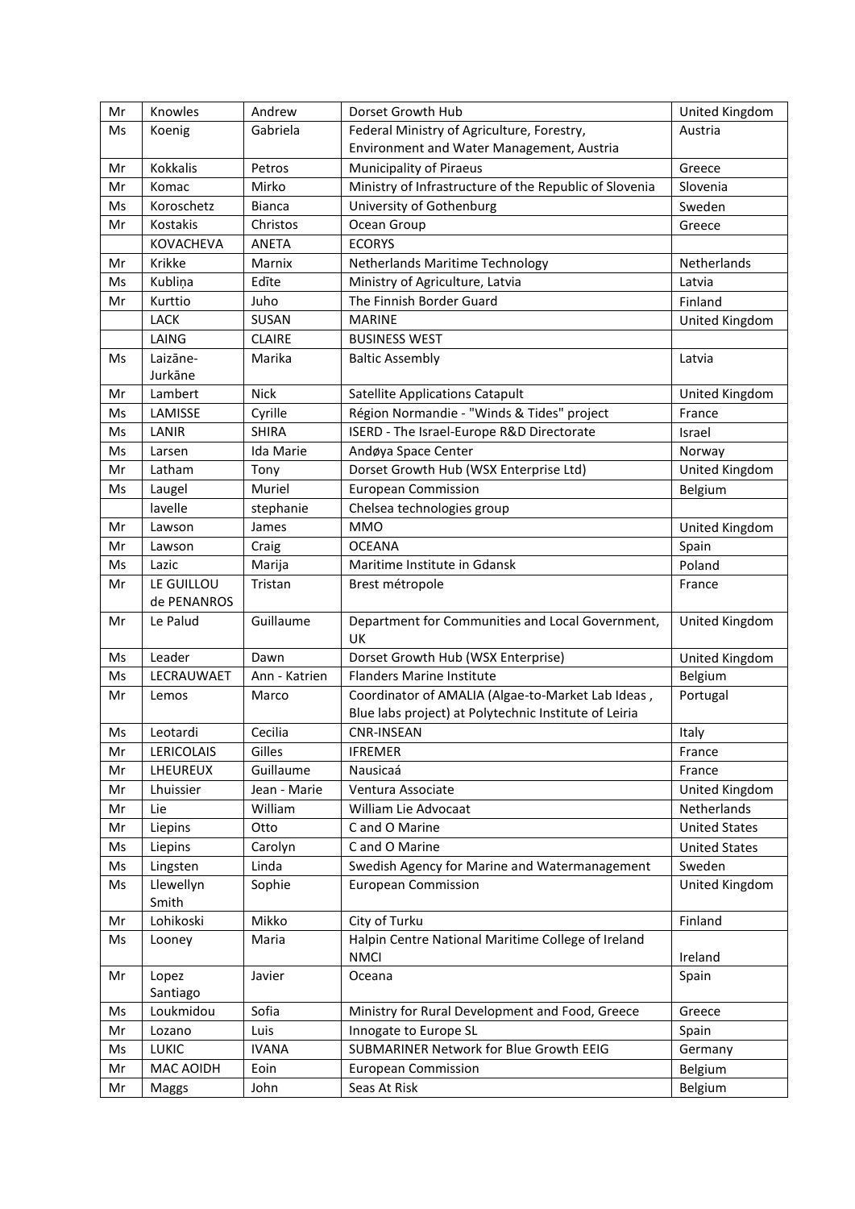| Mr | Knowles | Andrew | Dorset Growth Hub | United Kingdom |
|---|---|---|---|---|
| Ms | Koenig | Gabriela | Federal Ministry of Agriculture, Forestry, Environment and Water Management, Austria | Austria |
| Mr | Kokkalis | Petros | Municipality of Piraeus | Greece |
| Mr | Komac | Mirko | Ministry of Infrastructure of the Republic of Slovenia | Slovenia |
| Ms | Koroschetz | Bianca | University of Gothenburg | Sweden |
| Mr | Kostakis | Christos | Ocean Group | Greece |
| | KOVACHEVA | ANETA | ECORYS | |
| Mr | Krikke | Marnix | Netherlands Maritime Technology | Netherlands |
| Ms | Kubliņa | Edīte | Ministry of Agriculture, Latvia | Latvia |
| Mr | Kurttio | Juho | The Finnish Border Guard | Finland |
| | LACK | SUSAN | MARINE | United Kingdom |
| | LAING | CLAIRE | BUSINESS WEST | |
| Ms | Laizāne-Jurkāne | Marika | Baltic Assembly | Latvia |
| Mr | Lambert | Nick | Satellite Applications Catapult | United Kingdom |
| Ms | LAMISSE | Cyrille | Région Normandie - "Winds & Tides" project | France |
| Ms | LANIR | SHIRA | ISERD - The Israel-Europe R&D Directorate | Israel |
| Ms | Larsen | Ida Marie | Andøya Space Center | Norway |
| Mr | Latham | Tony | Dorset Growth Hub (WSX Enterprise Ltd) | United Kingdom |
| Ms | Laugel | Muriel | European Commission | Belgium |
| | lavelle | stephanie | Chelsea technologies group | |
| Mr | Lawson | James | MMO | United Kingdom |
| Mr | Lawson | Craig | OCEANA | Spain |
| Ms | Lazic | Marija | Maritime Institute in Gdansk | Poland |
| Mr | LE GUILLOU de PENANROS | Tristan | Brest métropole | France |
| Mr | Le Palud | Guillaume | Department for Communities and Local Government, UK | United Kingdom |
| Ms | Leader | Dawn | Dorset Growth Hub (WSX Enterprise) | United Kingdom |
| Ms | LECRAUWAET | Ann - Katrien | Flanders Marine Institute | Belgium |
| Mr | Lemos | Marco | Coordinator of AMALIA (Algae-to-Market Lab Ideas , Blue labs project) at Polytechnic Institute of Leiria | Portugal |
| Ms | Leotardi | Cecilia | CNR-INSEAN | Italy |
| Mr | LERICOLAIS | Gilles | IFREMER | France |
| Mr | LHEUREUX | Guillaume | Nausicaá | France |
| Mr | Lhuissier | Jean - Marie | Ventura Associate | United Kingdom |
| Mr | Lie | William | William Lie Advocaat | Netherlands |
| Mr | Liepins | Otto | C and O Marine | United States |
| Ms | Liepins | Carolyn | C and O Marine | United States |
| Ms | Lingsten | Linda | Swedish Agency for Marine and Watermanagement | Sweden |
| Ms | Llewellyn Smith | Sophie | European Commission | United Kingdom |
| Mr | Lohikoski | Mikko | City of Turku | Finland |
| Ms | Looney | Maria | Halpin Centre National Maritime College of Ireland NMCI | Ireland |
| Mr | Lopez Santiago | Javier | Oceana | Spain |
| Ms | Loukmidou | Sofia | Ministry for Rural Development and Food, Greece | Greece |
| Mr | Lozano | Luis | Innogate to Europe SL | Spain |
| Ms | LUKIC | IVANA | SUBMARINER Network for Blue Growth EEIG | Germany |
| Mr | MAC AOIDH | Eoin | European Commission | Belgium |
| Mr | Maggs | John | Seas At Risk | Belgium |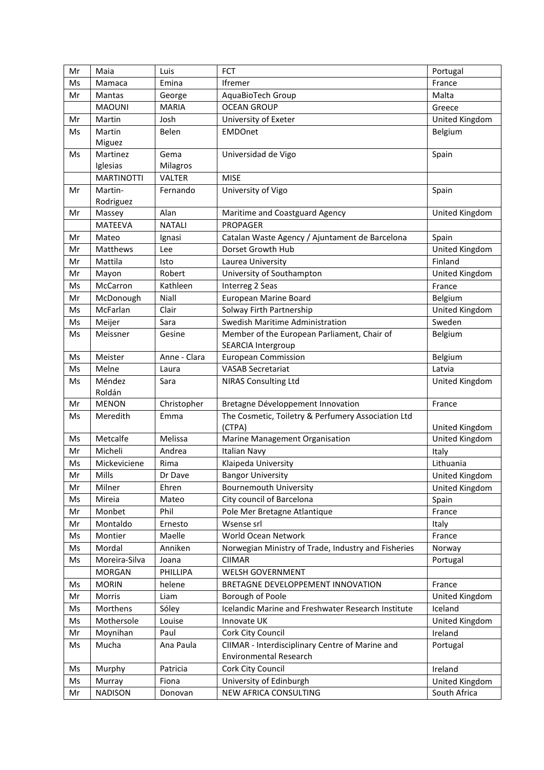| | | | | |
|---|---|---|---|---|
| Mr | Maia | Luis | FCT | Portugal |
| Ms | Mamaca | Emina | Ifremer | France |
| Mr | Mantas | George | AquaBioTech Group | Malta |
| | MAOUNI | MARIA | OCEAN GROUP | Greece |
| Mr | Martin | Josh | University of Exeter | United Kingdom |
| Ms | Martin Miguez | Belen | EMDOnet | Belgium |
| Ms | Martinez Iglesias | Gema Milagros | Universidad de Vigo | Spain |
| | MARTINOTTI | VALTER | MISE | |
| Mr | Martin-Rodriguez | Fernando | University of Vigo | Spain |
| Mr | Massey | Alan | Maritime and Coastguard Agency | United Kingdom |
| | MATEEVA | NATALI | PROPAGER | |
| Mr | Mateo | Ignasi | Catalan Waste Agency / Ajuntament de Barcelona | Spain |
| Mr | Matthews | Lee | Dorset Growth Hub | United Kingdom |
| Mr | Mattila | Isto | Laurea University | Finland |
| Mr | Mayon | Robert | University of Southampton | United Kingdom |
| Ms | McCarron | Kathleen | Interreg 2 Seas | France |
| Mr | McDonough | Niall | European Marine Board | Belgium |
| Ms | McFarlan | Clair | Solway Firth Partnership | United Kingdom |
| Ms | Meijer | Sara | Swedish Maritime Administration | Sweden |
| Ms | Meissner | Gesine | Member of the European Parliament, Chair of SEARCIA Intergroup | Belgium |
| Ms | Meister | Anne - Clara | European Commission | Belgium |
| Ms | Melne | Laura | VASAB Secretariat | Latvia |
| Ms | Méndez Roldán | Sara | NIRAS Consulting Ltd | United Kingdom |
| Mr | MENON | Christopher | Bretagne Développement Innovation | France |
| Ms | Meredith | Emma | The Cosmetic, Toiletry & Perfumery Association Ltd (CTPA) | United Kingdom |
| Ms | Metcalfe | Melissa | Marine Management Organisation | United Kingdom |
| Mr | Micheli | Andrea | Italian Navy | Italy |
| Ms | Mickeviciene | Rima | Klaipeda University | Lithuania |
| Mr | Mills | Dr Dave | Bangor University | United Kingdom |
| Mr | Milner | Ehren | Bournemouth University | United Kingdom |
| Ms | Mireia | Mateo | City council of Barcelona | Spain |
| Mr | Monbet | Phil | Pole Mer Bretagne Atlantique | France |
| Mr | Montaldo | Ernesto | Wsense srl | Italy |
| Ms | Montier | Maelle | World Ocean Network | France |
| Ms | Mordal | Anniken | Norwegian Ministry of Trade, Industry and Fisheries | Norway |
| Ms | Moreira-Silva | Joana | CIIMAR | Portugal |
| | MORGAN | PHILLIPA | WELSH GOVERNMENT | |
| Ms | MORIN | helene | BRETAGNE DEVELOPPEMENT INNOVATION | France |
| Mr | Morris | Liam | Borough of Poole | United Kingdom |
| Ms | Morthens | Sóley | Icelandic Marine and Freshwater Research Institute | Iceland |
| Ms | Mothersole | Louise | Innovate UK | United Kingdom |
| Mr | Moynihan | Paul | Cork City Council | Ireland |
| Ms | Mucha | Ana Paula | CIIMAR - Interdisciplinary Centre of Marine and Environmental Research | Portugal |
| Ms | Murphy | Patricia | Cork City Council | Ireland |
| Ms | Murray | Fiona | University of Edinburgh | United Kingdom |
| Mr | NADISON | Donovan | NEW AFRICA CONSULTING | South Africa |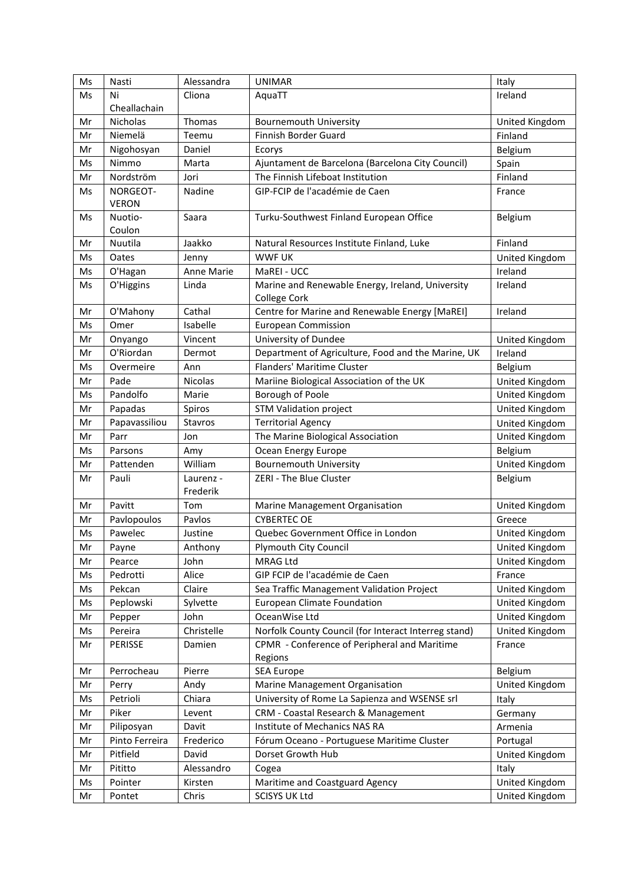| Ms | Nasti | Alessandra | UNIMAR | Italy |
|---|---|---|---|---|
| Ms | Ni Cheallachain | Cliona | AquaTT | Ireland |
| Mr | Nicholas | Thomas | Bournemouth University | United Kingdom |
| Mr | Niemelä | Teemu | Finnish Border Guard | Finland |
| Mr | Nigohosyan | Daniel | Ecorys | Belgium |
| Ms | Nimmo | Marta | Ajuntament de Barcelona (Barcelona City Council) | Spain |
| Mr | Nordström | Jori | The Finnish Lifeboat Institution | Finland |
| Ms | NORGEOT-VERON | Nadine | GIP-FCIP de l'académie de Caen | France |
| Ms | Nuotio-Coulon | Saara | Turku-Southwest Finland European Office | Belgium |
| Mr | Nuutila | Jaakko | Natural Resources Institute Finland, Luke | Finland |
| Ms | Oates | Jenny | WWF UK | United Kingdom |
| Ms | O'Hagan | Anne Marie | MaREI - UCC | Ireland |
| Ms | O'Higgins | Linda | Marine and Renewable Energy, Ireland, University College Cork | Ireland |
| Mr | O'Mahony | Cathal | Centre for Marine and Renewable Energy [MaREI] | Ireland |
| Ms | Omer | Isabelle | European Commission | |
| Mr | Onyango | Vincent | University of Dundee | United Kingdom |
| Mr | O'Riordan | Dermot | Department of Agriculture, Food and the Marine, UK | Ireland |
| Ms | Overmeire | Ann | Flanders' Maritime Cluster | Belgium |
| Mr | Pade | Nicolas | Mariine Biological Association of the UK | United Kingdom |
| Ms | Pandolfo | Marie | Borough of Poole | United Kingdom |
| Mr | Papadas | Spiros | STM Validation project | United Kingdom |
| Mr | Papavassiliou | Stavros | Territorial Agency | United Kingdom |
| Mr | Parr | Jon | The Marine Biological Association | United Kingdom |
| Ms | Parsons | Amy | Ocean Energy Europe | Belgium |
| Mr | Pattenden | William | Bournemouth University | United Kingdom |
| Mr | Pauli | Laurenz - Frederik | ZERI - The Blue Cluster | Belgium |
| Mr | Pavitt | Tom | Marine Management Organisation | United Kingdom |
| Mr | Pavlopoulos | Pavlos | CYBERTEC OE | Greece |
| Ms | Pawelec | Justine | Quebec Government Office in London | United Kingdom |
| Mr | Payne | Anthony | Plymouth City Council | United Kingdom |
| Mr | Pearce | John | MRAG Ltd | United Kingdom |
| Ms | Pedrotti | Alice | GIP FCIP de l'académie de Caen | France |
| Ms | Pekcan | Claire | Sea Traffic Management Validation Project | United Kingdom |
| Ms | Peplowski | Sylvette | European Climate Foundation | United Kingdom |
| Mr | Pepper | John | OceanWise Ltd | United Kingdom |
| Ms | Pereira | Christelle | Norfolk County Council (for Interact Interreg stand) | United Kingdom |
| Mr | PERISSE | Damien | CPMR - Conference of Peripheral and Maritime Regions | France |
| Mr | Perrocheau | Pierre | SEA Europe | Belgium |
| Mr | Perry | Andy | Marine Management Organisation | United Kingdom |
| Ms | Petrioli | Chiara | University of Rome La Sapienza and WSENSE srl | Italy |
| Mr | Piker | Levent | CRM - Coastal Research & Management | Germany |
| Mr | Piliposyan | Davit | Institute of Mechanics NAS RA | Armenia |
| Mr | Pinto Ferreira | Frederico | Fórum Oceano - Portuguese Maritime Cluster | Portugal |
| Mr | Pitfield | David | Dorset Growth Hub | United Kingdom |
| Mr | Pititto | Alessandro | Cogea | Italy |
| Ms | Pointer | Kirsten | Maritime and Coastguard Agency | United Kingdom |
| Mr | Pontet | Chris | SCISYS UK Ltd | United Kingdom |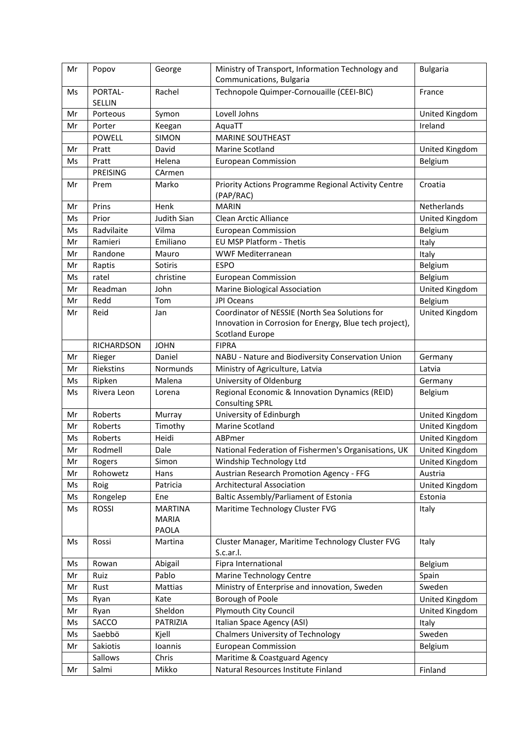| Mr | Popov | George | Ministry of Transport, Information Technology and Communications, Bulgaria | Bulgaria |
|---|---|---|---|---|
| Ms | PORTAL-SELLIN | Rachel | Technopole Quimper-Cornouaille (CEEI-BIC) | France |
| Mr | Porteous | Symon | Lovell Johns | United Kingdom |
| Mr | Porter | Keegan | AquaTT | Ireland |
| | POWELL | SIMON | MARINE SOUTHEAST | |
| Mr | Pratt | David | Marine Scotland | United Kingdom |
| Ms | Pratt | Helena | European Commission | Belgium |
| | PREISING | CArmen | | |
| Mr | Prem | Marko | Priority Actions Programme Regional Activity Centre (PAP/RAC) | Croatia |
| Mr | Prins | Henk | MARIN | Netherlands |
| Ms | Prior | Judith Sian | Clean Arctic Alliance | United Kingdom |
| Ms | Radvilaite | Vilma | European Commission | Belgium |
| Mr | Ramieri | Emiliano | EU MSP Platform - Thetis | Italy |
| Mr | Randone | Mauro | WWF Mediterranean | Italy |
| Mr | Raptis | Sotiris | ESPO | Belgium |
| Ms | ratel | christine | European Commission | Belgium |
| Mr | Readman | John | Marine Biological Association | United Kingdom |
| Mr | Redd | Tom | JPI Oceans | Belgium |
| Mr | Reid | Jan | Coordinator of NESSIE (North Sea Solutions for Innovation in Corrosion for Energy, Blue tech project), Scotland Europe | United Kingdom |
| | RICHARDSON | JOHN | FIPRA | |
| Mr | Rieger | Daniel | NABU - Nature and Biodiversity Conservation Union | Germany |
| Mr | Riekstins | Normunds | Ministry of Agriculture, Latvia | Latvia |
| Ms | Ripken | Malena | University of Oldenburg | Germany |
| Ms | Rivera Leon | Lorena | Regional Economic & Innovation Dynamics (REID) Consulting SPRL | Belgium |
| Mr | Roberts | Murray | University of Edinburgh | United Kingdom |
| Mr | Roberts | Timothy | Marine Scotland | United Kingdom |
| Ms | Roberts | Heidi | ABPmer | United Kingdom |
| Mr | Rodmell | Dale | National Federation of Fishermen's Organisations, UK | United Kingdom |
| Mr | Rogers | Simon | Windship Technology Ltd | United Kingdom |
| Mr | Rohowetz | Hans | Austrian Research Promotion Agency - FFG | Austria |
| Ms | Roig | Patricia | Architectural Association | United Kingdom |
| Ms | Rongelep | Ene | Baltic Assembly/Parliament of Estonia | Estonia |
| Ms | ROSSI | MARTINA MARIA PAOLA | Maritime Technology Cluster FVG | Italy |
| Ms | Rossi | Martina | Cluster Manager, Maritime Technology Cluster FVG S.c.ar.l. | Italy |
| Ms | Rowan | Abigail | Fipra International | Belgium |
| Mr | Ruiz | Pablo | Marine Technology Centre | Spain |
| Mr | Rust | Mattias | Ministry of Enterprise and innovation, Sweden | Sweden |
| Ms | Ryan | Kate | Borough of Poole | United Kingdom |
| Mr | Ryan | Sheldon | Plymouth City Council | United Kingdom |
| Ms | SACCO | PATRIZIA | Italian Space Agency (ASI) | Italy |
| Ms | Saebbö | Kjell | Chalmers University of Technology | Sweden |
| Mr | Sakiotis | Ioannis | European Commission | Belgium |
| | Sallows | Chris | Maritime & Coastguard Agency | |
| Mr | Salmi | Mikko | Natural Resources Institute Finland | Finland |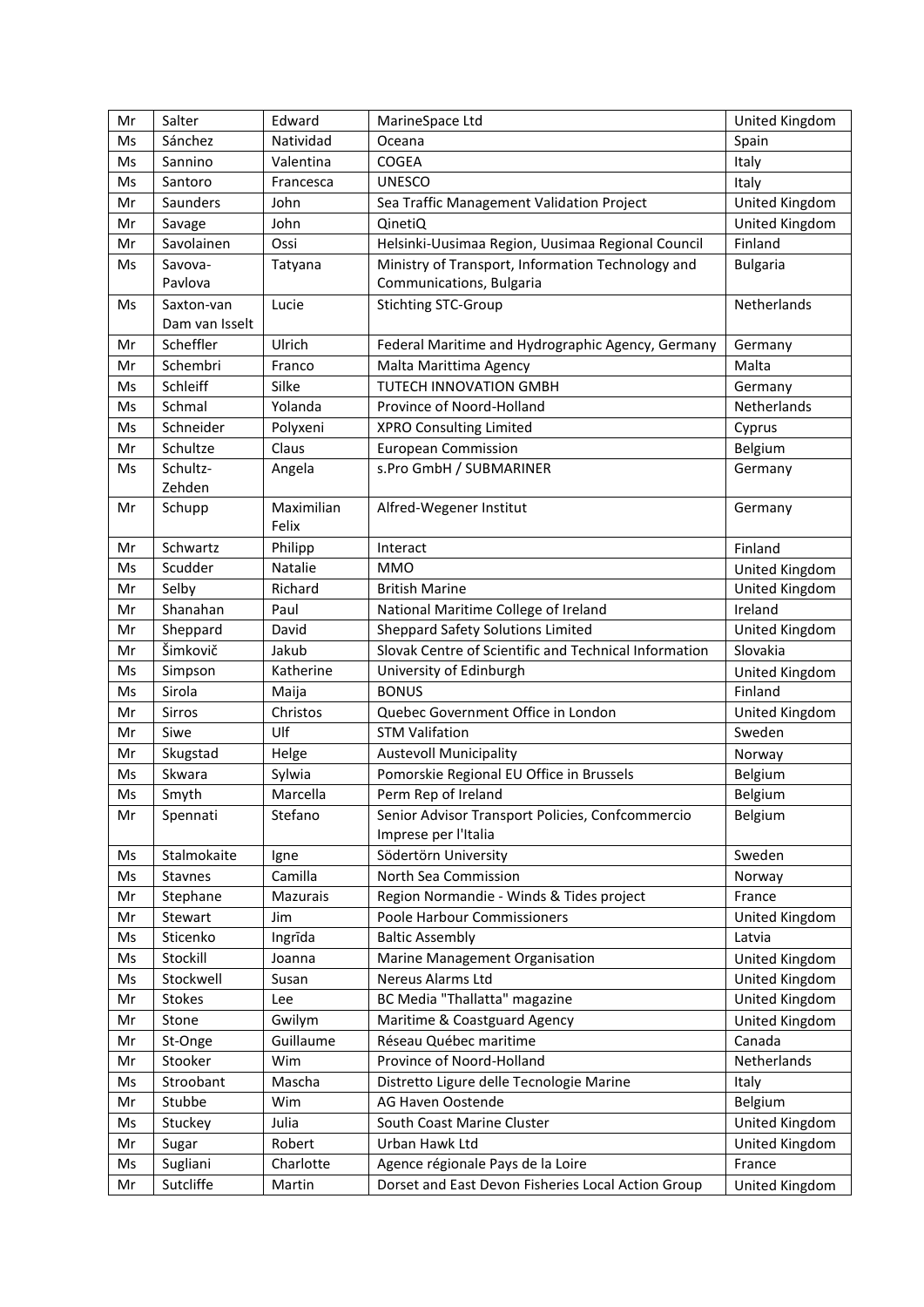| Mr | Salter | Edward | MarineSpace Ltd | United Kingdom |
|---|---|---|---|---|
| Ms | Sánchez | Natividad | Oceana | Spain |
| Ms | Sannino | Valentina | COGEA | Italy |
| Ms | Santoro | Francesca | UNESCO | Italy |
| Mr | Saunders | John | Sea Traffic Management Validation Project | United Kingdom |
| Mr | Savage | John | QinetiQ | United Kingdom |
| Mr | Savolainen | Ossi | Helsinki-Uusimaa Region, Uusimaa Regional Council | Finland |
| Ms | Savova-Pavlova | Tatyana | Ministry of Transport, Information Technology and Communications, Bulgaria | Bulgaria |
| Ms | Saxton-van Dam van Isselt | Lucie | Stichting STC-Group | Netherlands |
| Mr | Scheffler | Ulrich | Federal Maritime and Hydrographic Agency, Germany | Germany |
| Mr | Schembri | Franco | Malta Marittima Agency | Malta |
| Ms | Schleiff | Silke | TUTECH INNOVATION GMBH | Germany |
| Ms | Schmal | Yolanda | Province of Noord-Holland | Netherlands |
| Ms | Schneider | Polyxeni | XPRO Consulting Limited | Cyprus |
| Mr | Schultze | Claus | European Commission | Belgium |
| Ms | Schultz-Zehden | Angela | s.Pro GmbH / SUBMARINER | Germany |
| Mr | Schupp | Maximilian Felix | Alfred-Wegener Institut | Germany |
| Mr | Schwartz | Philipp | Interact | Finland |
| Ms | Scudder | Natalie | MMO | United Kingdom |
| Mr | Selby | Richard | British Marine | United Kingdom |
| Mr | Shanahan | Paul | National Maritime College of Ireland | Ireland |
| Mr | Sheppard | David | Sheppard Safety Solutions Limited | United Kingdom |
| Mr | Šimkovič | Jakub | Slovak Centre of Scientific and Technical Information | Slovakia |
| Ms | Simpson | Katherine | University of Edinburgh | United Kingdom |
| Ms | Sirola | Maija | BONUS | Finland |
| Mr | Sirros | Christos | Quebec Government Office in London | United Kingdom |
| Mr | Siwe | Ulf | STM Valifation | Sweden |
| Mr | Skugstad | Helge | Austevoll Municipality | Norway |
| Ms | Skwara | Sylwia | Pomorskie Regional EU Office in Brussels | Belgium |
| Ms | Smyth | Marcella | Perm Rep of Ireland | Belgium |
| Mr | Spennati | Stefano | Senior Advisor Transport Policies, Confcommercio Imprese per l'Italia | Belgium |
| Ms | Stalmokaite | Igne | Södertörn University | Sweden |
| Ms | Stavnes | Camilla | North Sea Commission | Norway |
| Mr | Stephane | Mazurais | Region Normandie - Winds & Tides project | France |
| Mr | Stewart | Jim | Poole Harbour Commissioners | United Kingdom |
| Ms | Sticenko | Ingrīda | Baltic Assembly | Latvia |
| Ms | Stockill | Joanna | Marine Management Organisation | United Kingdom |
| Ms | Stockwell | Susan | Nereus Alarms Ltd | United Kingdom |
| Mr | Stokes | Lee | BC Media "Thallatta" magazine | United Kingdom |
| Mr | Stone | Gwilym | Maritime & Coastguard Agency | United Kingdom |
| Mr | St-Onge | Guillaume | Réseau Québec maritime | Canada |
| Mr | Stooker | Wim | Province of Noord-Holland | Netherlands |
| Ms | Stroobant | Mascha | Distretto Ligure delle Tecnologie Marine | Italy |
| Mr | Stubbe | Wim | AG Haven Oostende | Belgium |
| Ms | Stuckey | Julia | South Coast Marine Cluster | United Kingdom |
| Mr | Sugar | Robert | Urban Hawk Ltd | United Kingdom |
| Ms | Sugliani | Charlotte | Agence régionale Pays de la Loire | France |
| Mr | Sutcliffe | Martin | Dorset and East Devon Fisheries Local Action Group | United Kingdom |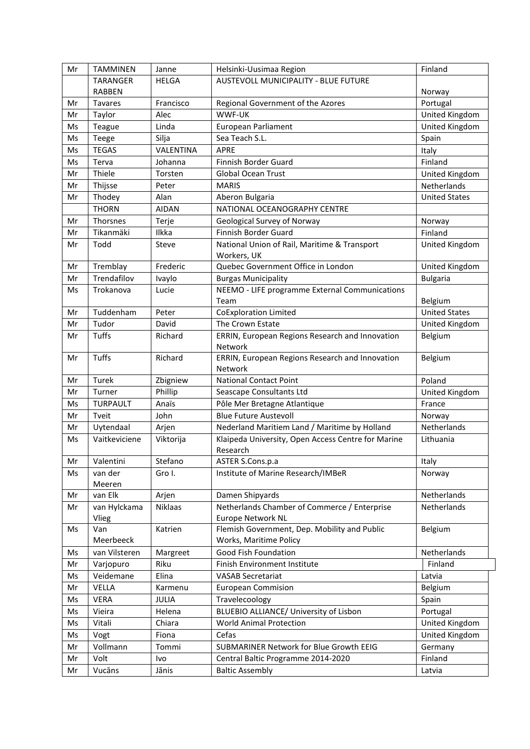| Mr | TAMMINEN | Janne | Helsinki-Uusimaa Region | Finland |
|---|---|---|---|---|
| | TARANGER RABBEN | HELGA | AUSTEVOLL MUNICIPALITY - BLUE FUTURE | Norway |
| Mr | Tavares | Francisco | Regional Government of the Azores | Portugal |
| Mr | Taylor | Alec | WWF-UK | United Kingdom |
| Ms | Teague | Linda | European Parliament | United Kingdom |
| Ms | Teege | Silja | Sea Teach S.L. | Spain |
| Ms | TEGAS | VALENTINA | APRE | Italy |
| Ms | Terva | Johanna | Finnish Border Guard | Finland |
| Mr | Thiele | Torsten | Global Ocean Trust | United Kingdom |
| Mr | Thijsse | Peter | MARIS | Netherlands |
| Mr | Thodey | Alan | Aberon Bulgaria | United States |
| | THORN | AIDAN | NATIONAL OCEANOGRAPHY CENTRE | |
| Mr | Thorsnes | Terje | Geological Survey of Norway | Norway |
| Mr | Tikanmäki | Ilkka | Finnish Border Guard | Finland |
| Mr | Todd | Steve | National Union of Rail, Maritime & Transport Workers, UK | United Kingdom |
| Mr | Tremblay | Frederic | Quebec Government Office in London | United Kingdom |
| Mr | Trendafilov | Ivaylo | Burgas Municipality | Bulgaria |
| Ms | Trokanova | Lucie | NEEMO - LIFE programme External Communications Team | Belgium |
| Mr | Tuddenham | Peter | CoExploration Limited | United States |
| Mr | Tudor | David | The Crown Estate | United Kingdom |
| Mr | Tuffs | Richard | ERRIN, European Regions Research and Innovation Network | Belgium |
| Mr | Tuffs | Richard | ERRIN, European Regions Research and Innovation Network | Belgium |
| Mr | Turek | Zbigniew | National Contact Point | Poland |
| Mr | Turner | Phillip | Seascape Consultants Ltd | United Kingdom |
| Ms | TURPAULT | Anaïs | Pôle Mer Bretagne Atlantique | France |
| Mr | Tveit | John | Blue Future Austevoll | Norway |
| Mr | Uytendaal | Arjen | Nederland Maritiem Land / Maritime by Holland | Netherlands |
| Ms | Vaitkeviciene | Viktorija | Klaipeda University, Open Access Centre for Marine Research | Lithuania |
| Mr | Valentini | Stefano | ASTER S.Cons.p.a | Italy |
| Ms | van der Meeren | Gro I. | Institute of Marine Research/IMBeR | Norway |
| Mr | van Elk | Arjen | Damen Shipyards | Netherlands |
| Mr | van Hylckama Vlieg | Niklaas | Netherlands Chamber of Commerce / Enterprise Europe Network NL | Netherlands |
| Ms | Van Meerbeeck | Katrien | Flemish Government, Dep. Mobility and Public Works, Maritime Policy | Belgium |
| Ms | van Vilsteren | Margreet | Good Fish Foundation | Netherlands |
| Mr | Varjopuro | Riku | Finish Environment Institute | Finland |
| Ms | Veidemane | Elina | VASAB Secretariat | Latvia |
| Mr | VELLA | Karmenu | European Commision | Belgium |
| Ms | VERA | JULIA | Travelecoology | Spain |
| Ms | Vieira | Helena | BLUEBIO ALLIANCE/ University of Lisbon | Portugal |
| Ms | Vitali | Chiara | World Animal Protection | United Kingdom |
| Ms | Vogt | Fiona | Cefas | United Kingdom |
| Mr | Vollmann | Tommi | SUBMARINER Network for Blue Growth EEIG | Germany |
| Mr | Volt | Ivo | Central Baltic Programme 2014-2020 | Finland |
| Mr | Vucāns | Jānis | Baltic Assembly | Latvia |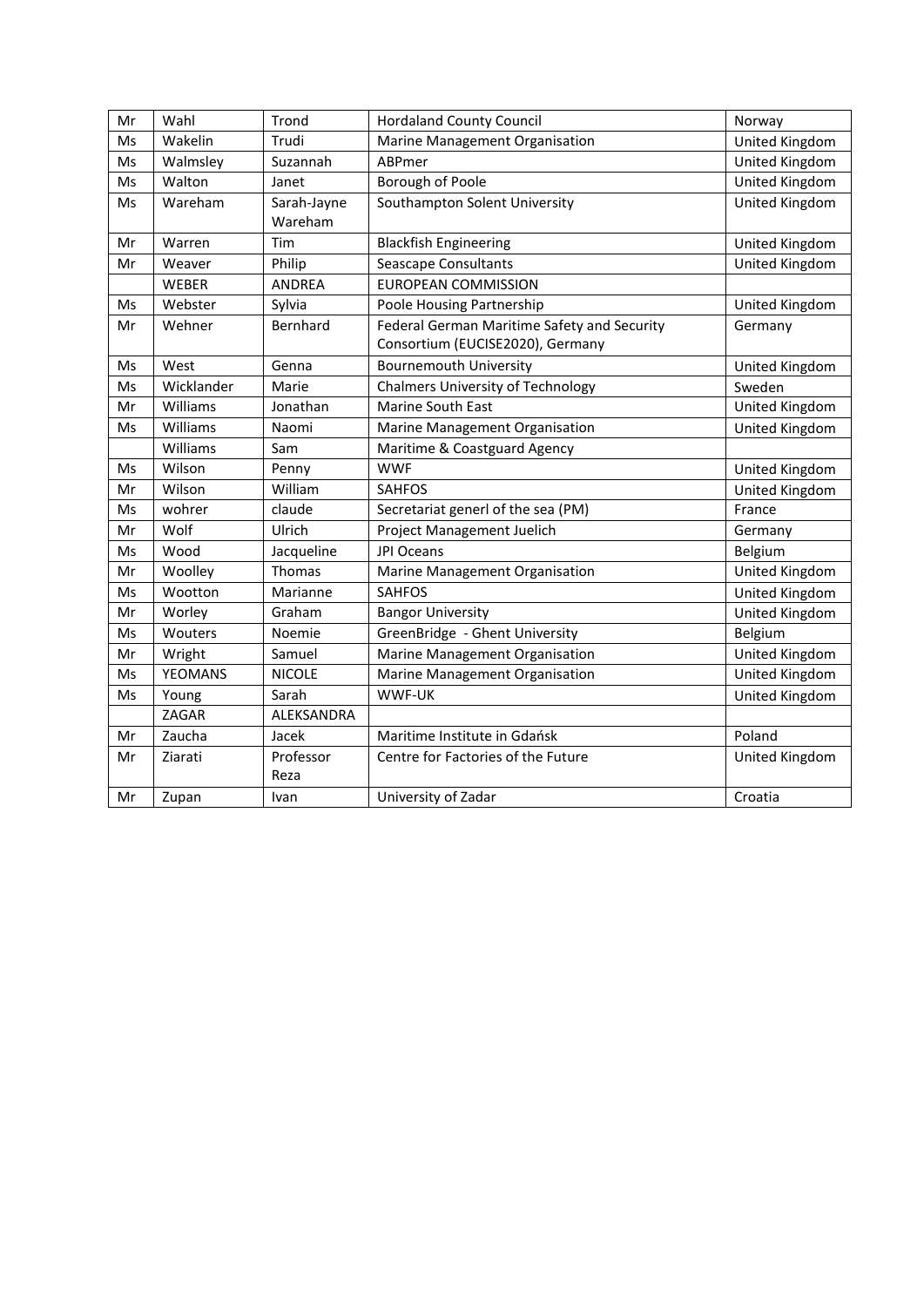| | | | | |
|---|---|---|---|---|
| Mr | Wahl | Trond | Hordaland County Council | Norway |
| Ms | Wakelin | Trudi | Marine Management Organisation | United Kingdom |
| Ms | Walmsley | Suzannah | ABPmer | United Kingdom |
| Ms | Walton | Janet | Borough of Poole | United Kingdom |
| Ms | Wareham | Sarah-Jayne Wareham | Southampton Solent University | United Kingdom |
| Mr | Warren | Tim | Blackfish Engineering | United Kingdom |
| Mr | Weaver | Philip | Seascape Consultants | United Kingdom |
| | WEBER | ANDREA | EUROPEAN COMMISSION | |
| Ms | Webster | Sylvia | Poole Housing Partnership | United Kingdom |
| Mr | Wehner | Bernhard | Federal German Maritime Safety and Security Consortium (EUCISE2020), Germany | Germany |
| Ms | West | Genna | Bournemouth University | United Kingdom |
| Ms | Wicklander | Marie | Chalmers University of Technology | Sweden |
| Mr | Williams | Jonathan | Marine South East | United Kingdom |
| Ms | Williams | Naomi | Marine Management Organisation | United Kingdom |
| | Williams | Sam | Maritime & Coastguard Agency | |
| Ms | Wilson | Penny | WWF | United Kingdom |
| Mr | Wilson | William | SAHFOS | United Kingdom |
| Ms | wohrer | claude | Secretariat generl of the sea (PM) | France |
| Mr | Wolf | Ulrich | Project Management Juelich | Germany |
| Ms | Wood | Jacqueline | JPI Oceans | Belgium |
| Mr | Woolley | Thomas | Marine Management Organisation | United Kingdom |
| Ms | Wootton | Marianne | SAHFOS | United Kingdom |
| Mr | Worley | Graham | Bangor University | United Kingdom |
| Ms | Wouters | Noemie | GreenBridge - Ghent University | Belgium |
| Mr | Wright | Samuel | Marine Management Organisation | United Kingdom |
| Ms | YEOMANS | NICOLE | Marine Management Organisation | United Kingdom |
| Ms | Young | Sarah | WWF-UK | United Kingdom |
| | ZAGAR | ALEKSANDRA | | |
| Mr | Zaucha | Jacek | Maritime Institute in Gdańsk | Poland |
| Mr | Ziarati | Professor Reza | Centre for Factories of the Future | United Kingdom |
| Mr | Zupan | Ivan | University of Zadar | Croatia |